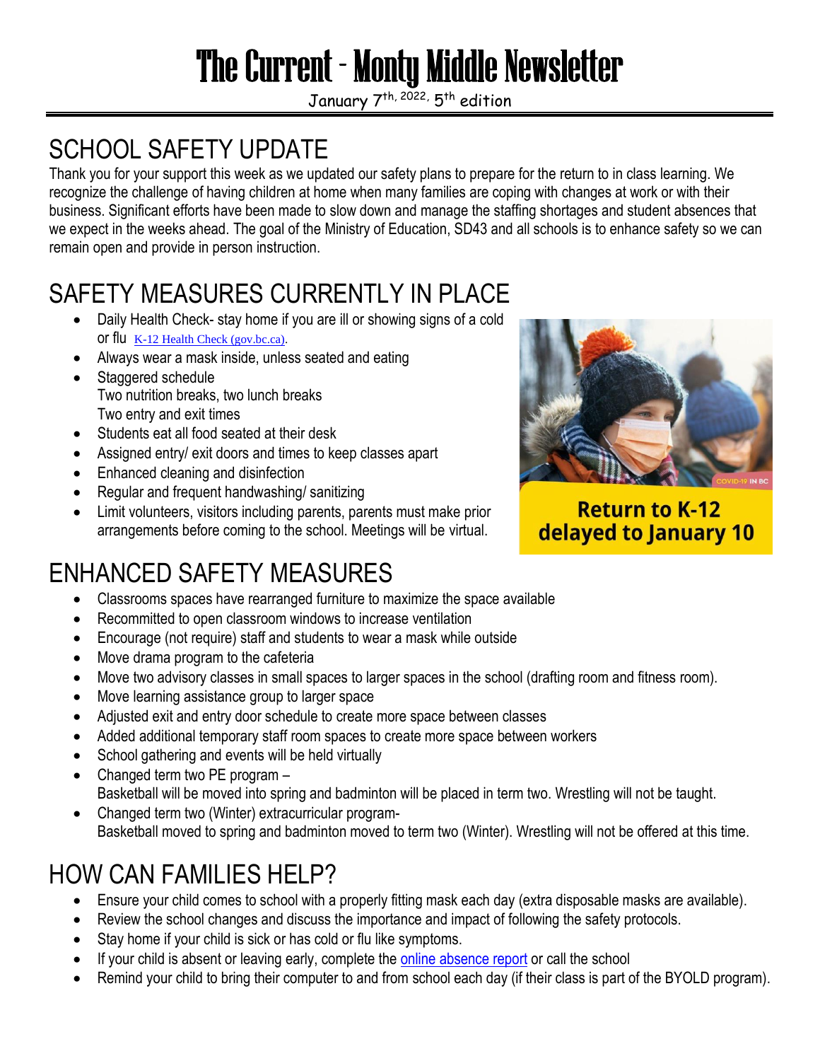# The Current - Monty Middle Newsletter

January 7th, 2022, 5th edition

## SCHOOL SAFETY UPDATE

Thank you for your support this week as we updated our safety plans to prepare for the return to in class learning. We recognize the challenge of having children at home when many families are coping with changes at work or with their business. Significant efforts have been made to slow down and manage the staffing shortages and student absences that we expect in the weeks ahead. The goal of the Ministry of Education, SD43 and all schools is to enhance safety so we can remain open and provide in person instruction.

## SAFETY MEASURES CURRENTLY IN PLACE

- Daily Health Check- stay home if you are ill or showing signs of a cold or flu [K-12 Health Check (gov.bc.ca)](K-12 Health Check (gov.bc.ca)).
- Always wear a mask inside, unless seated and eating
- Staggered schedule
  Two nutrition breaks, two lunch breaks
  Two entry and exit times
- Students eat all food seated at their desk
- Assigned entry/ exit doors and times to keep classes apart
- Enhanced cleaning and disinfection
- Regular and frequent handwashing/ sanitizing
- Limit volunteers, visitors including parents, parents must make prior arrangements before coming to the school. Meetings will be virtual.

**Return to K-12 delayed to January 10**

## ENHANCED SAFETY MEASURES

- Classrooms spaces have rearranged furniture to maximize the space available
- Recommitted to open classroom windows to increase ventilation
- Encourage (not require) staff and students to wear a mask while outside
- Move drama program to the cafeteria
- Move two advisory classes in small spaces to larger spaces in the school (drafting room and fitness room).
- Move learning assistance group to larger space
- Adjusted exit and entry door schedule to create more space between classes
- Added additional temporary staff room spaces to create more space between workers
- School gathering and events will be held virtually
- Changed term two PE program –
  Basketball will be moved into spring and badminton will be placed in term two. Wrestling will not be taught.
- Changed term two (Winter) extracurricular program-
  Basketball moved to spring and badminton moved to term two (Winter). Wrestling will not be offered at this time.

## HOW CAN FAMILIES HELP?

- Ensure your child comes to school with a properly fitting mask each day (extra disposable masks are available).
- Review the school changes and discuss the importance and impact of following the safety protocols.
- Stay home if your child is sick or has cold or flu like symptoms.
- If your child is absent or leaving early, complete the online absence report or call the school
- Remind your child to bring their computer to and from school each day (if their class is part of the BYOLD program).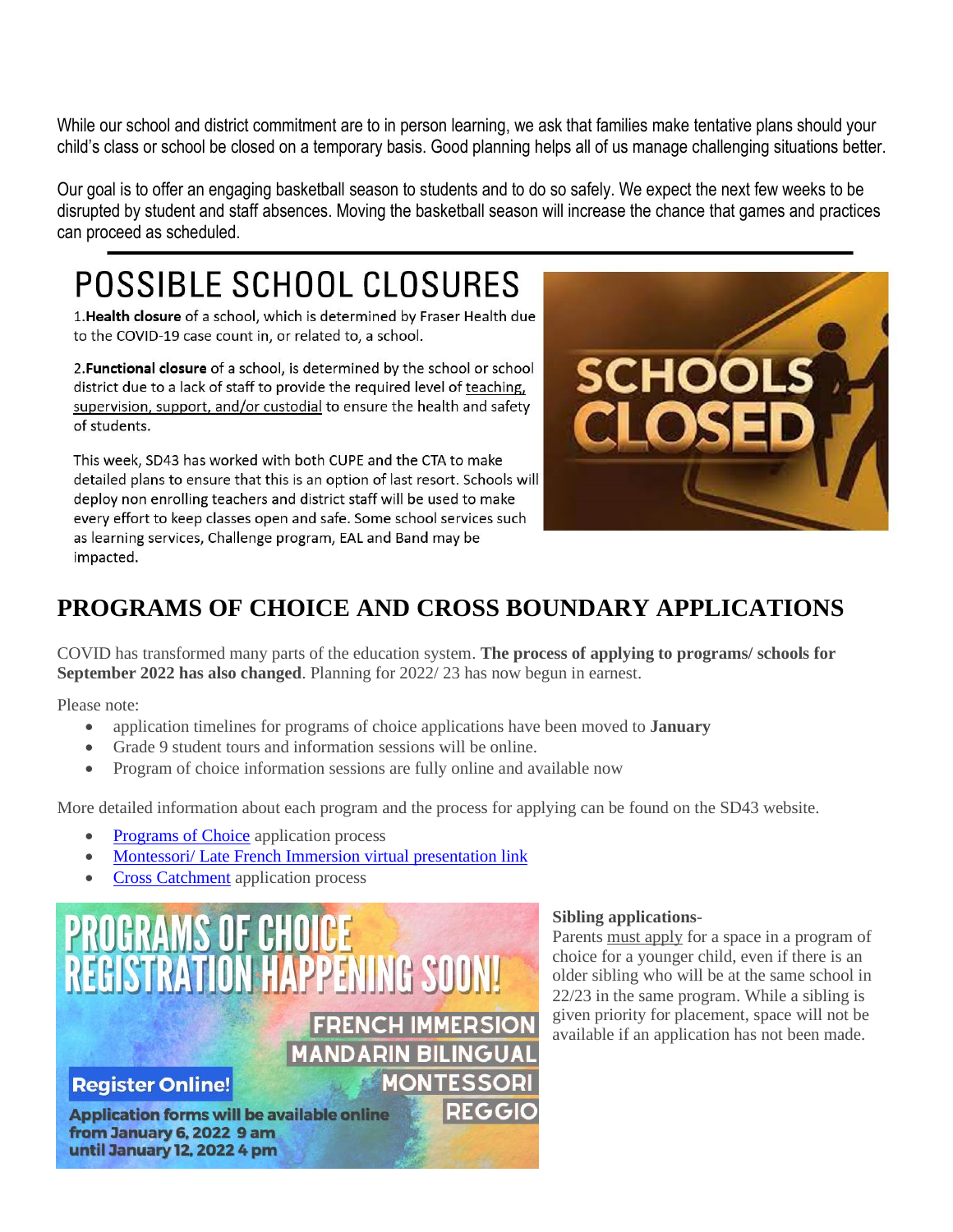While our school and district commitment are to in person learning, we ask that families make tentative plans should your child's class or school be closed on a temporary basis. Good planning helps all of us manage challenging situations better.

Our goal is to offer an engaging basketball season to students and to do so safely. We expect the next few weeks to be disrupted by student and staff absences. Moving the basketball season will increase the chance that games and practices can proceed as scheduled.

---

# POSSIBLE SCHOOL CLOSURES

1.**Health closure** of a school, which is determined by Fraser Health due to the COVID-19 case count in, or related to, a school.

2.**Functional closure** of a school, is determined by the school or school district due to a lack of staff to provide the required level of teaching, supervision, support, and/or custodial to ensure the health and safety of students.

This week, SD43 has worked with both CUPE and the CTA to make detailed plans to ensure that this is an option of last resort. Schools will deploy non enrolling teachers and district staff will be used to make every effort to keep classes open and safe. Some school services such as learning services, Challenge program, EAL and Band may be impacted.

## PROGRAMS OF CHOICE AND CROSS BOUNDARY APPLICATIONS

COVID has transformed many parts of the education system. **The process of applying to programs/ schools for September 2022 has also changed**. Planning for 2022/ 23 has now begun in earnest.

Please note:

- application timelines for programs of choice applications have been moved to **January**
- Grade 9 student tours and information sessions will be online.
- Program of choice information sessions are fully online and available now

More detailed information about each program and the process for applying can be found on the SD43 website.

- Programs of Choice application process
- Montessori/ Late French Immersion virtual presentation link
- Cross Catchment application process

PROGRAMS OF CHOICE REGISTRATION HAPPENING SOON!

FRENCH IMMERSION
MANDARIN BILINGUAL
MONTESSORI
REGGIO

Register Online!

Application forms will be available online from January 6, 2022 9 am until January 12, 2022 4 pm

**Sibling applications**-
Parents must apply for a space in a program of choice for a younger child, even if there is an older sibling who will be at the same school in 22/23 in the same program. While a sibling is given priority for placement, space will not be available if an application has not been made.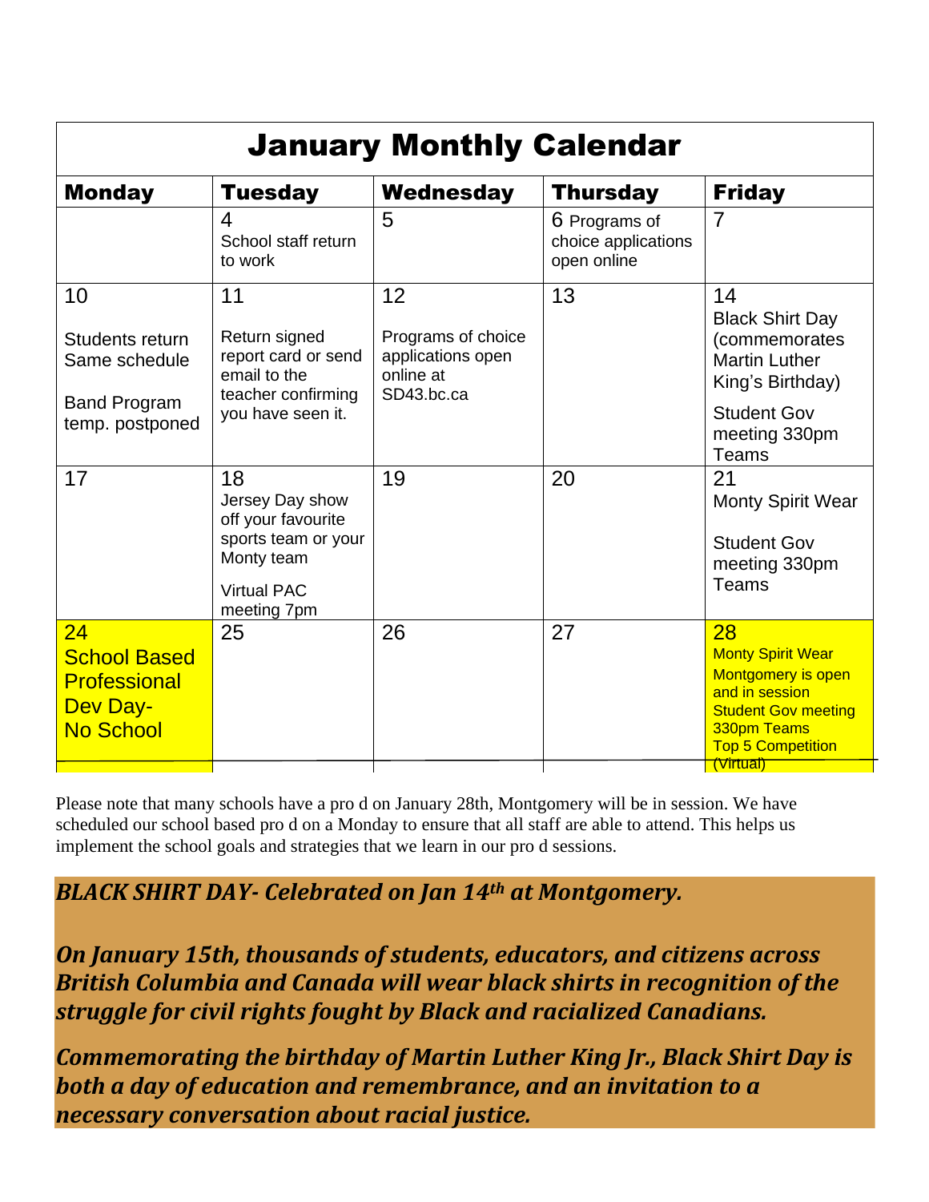# January Monthly Calendar

| Monday | Tuesday | Wednesday | Thursday | Friday |
|---|---|---|---|---|
| | 4<br>School staff return to work | 5 | 6 Programs of choice applications open online | 7 |
| 10<br>Students return Same schedule<br>Band Program temp. postponed | 11<br>Return signed report card or send email to the teacher confirming you have seen it. | 12<br>Programs of choice applications open online at SD43.bc.ca | 13 | 14<br>Black Shirt Day (commemorates Martin Luther King's Birthday)<br>Student Gov meeting 330pm Teams |
| 17 | 18<br>Jersey Day show off your favourite sports team or your Monty team<br>Virtual PAC meeting 7pm | 19 | 20 | 21<br>Monty Spirit Wear<br>Student Gov meeting 330pm Teams |
| 24<br>School Based Professional Dev Day-<br>No School | 25 | 26 | 27 | 28<br>Monty Spirit Wear<br>Montgomery is open and in session<br>Student Gov meeting 330pm Teams<br>Top 5 Competition (Virtual) |

Please note that many schools have a pro d on January 28th, Montgomery will be in session. We have scheduled our school based pro d on a Monday to ensure that all staff are able to attend. This helps us implement the school goals and strategies that we learn in our pro d sessions.

***BLACK SHIRT DAY- Celebrated on Jan 14th at Montgomery.***

***On January 15th, thousands of students, educators, and citizens across British Columbia and Canada will wear black shirts in recognition of the struggle for civil rights fought by Black and racialized Canadians.***

***Commemorating the birthday of Martin Luther King Jr., Black Shirt Day is both a day of education and remembrance, and an invitation to a necessary conversation about racial justice.***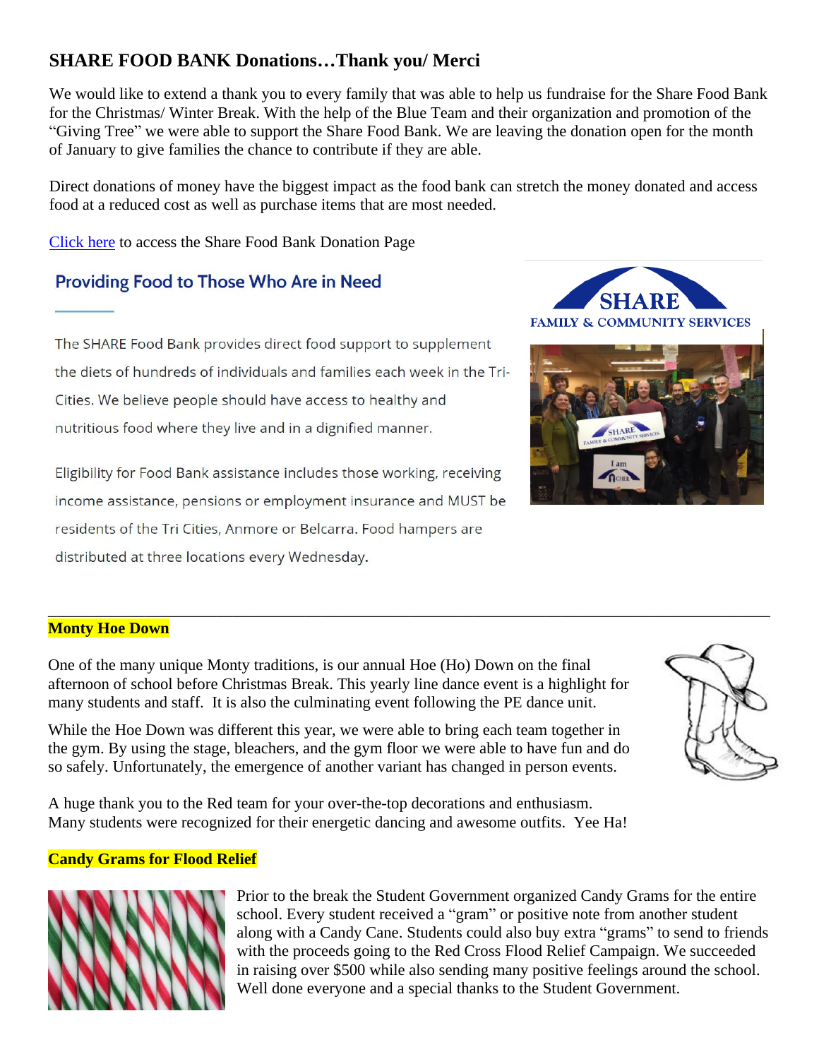## SHARE FOOD BANK Donations…Thank you/ Merci

We would like to extend a thank you to every family that was able to help us fundraise for the Share Food Bank for the Christmas/ Winter Break. With the help of the Blue Team and their organization and promotion of the "Giving Tree" we were able to support the Share Food Bank. We are leaving the donation open for the month of January to give families the chance to contribute if they are able.

Direct donations of money have the biggest impact as the food bank can stretch the money donated and access food at a reduced cost as well as purchase items that are most needed.

Click here to access the Share Food Bank Donation Page

### Providing Food to Those Who Are in Need

The SHARE Food Bank provides direct food support to supplement the diets of hundreds of individuals and families each week in the Tri-Cities. We believe people should have access to healthy and nutritious food where they live and in a dignified manner.

Eligibility for Food Bank assistance includes those working, receiving income assistance, pensions or employment insurance and MUST be residents of the Tri Cities, Anmore or Belcarra. Food hampers are distributed at three locations every Wednesday.

SHARE FAMILY & COMMUNITY SERVICES

---

**Monty Hoe Down**

One of the many unique Monty traditions, is our annual Hoe (Ho) Down on the final afternoon of school before Christmas Break. This yearly line dance event is a highlight for many students and staff. It is also the culminating event following the PE dance unit.

While the Hoe Down was different this year, we were able to bring each team together in the gym. By using the stage, bleachers, and the gym floor we were able to have fun and do so safely. Unfortunately, the emergence of another variant has changed in person events.

A huge thank you to the Red team for your over-the-top decorations and enthusiasm. Many students were recognized for their energetic dancing and awesome outfits. Yee Ha!

**Candy Grams for Flood Relief**

Prior to the break the Student Government organized Candy Grams for the entire school. Every student received a "gram" or positive note from another student along with a Candy Cane. Students could also buy extra "grams" to send to friends with the proceeds going to the Red Cross Flood Relief Campaign. We succeeded in raising over $500 while also sending many positive feelings around the school. Well done everyone and a special thanks to the Student Government.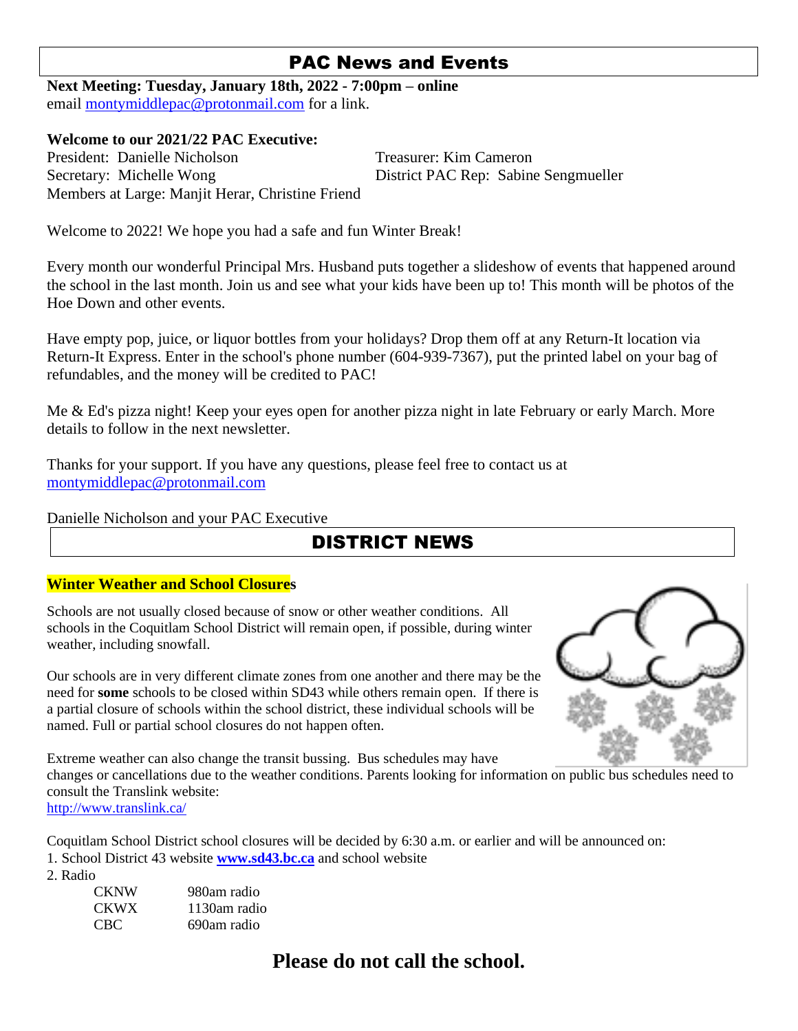## PAC News and Events

**Next Meeting: Tuesday, January 18th, 2022 - 7:00pm – online**
email montymiddlepac@protonmail.com for a link.

**Welcome to our 2021/22 PAC Executive:**
President: Danielle Nicholson
Treasurer: Kim Cameron
Secretary: Michelle Wong
District PAC Rep: Sabine Sengmueller
Members at Large: Manjit Herar, Christine Friend

Welcome to 2022! We hope you had a safe and fun Winter Break!

Every month our wonderful Principal Mrs. Husband puts together a slideshow of events that happened around the school in the last month. Join us and see what your kids have been up to! This month will be photos of the Hoe Down and other events.

Have empty pop, juice, or liquor bottles from your holidays? Drop them off at any Return-It location via Return-It Express. Enter in the school's phone number (604-939-7367), put the printed label on your bag of refundables, and the money will be credited to PAC!

Me & Ed's pizza night! Keep your eyes open for another pizza night in late February or early March. More details to follow in the next newsletter.

Thanks for your support. If you have any questions, please feel free to contact us at montymiddlepac@protonmail.com

Danielle Nicholson and your PAC Executive

## DISTRICT NEWS

**Winter Weather and School Closures**

Schools are not usually closed because of snow or other weather conditions. All schools in the Coquitlam School District will remain open, if possible, during winter weather, including snowfall.

Our schools are in very different climate zones from one another and there may be the need for **some** schools to be closed within SD43 while others remain open. If there is a partial closure of schools within the school district, these individual schools will be named. Full or partial school closures do not happen often.

Extreme weather can also change the transit bussing. Bus schedules may have changes or cancellations due to the weather conditions. Parents looking for information on public bus schedules need to consult the Translink website:
http://www.translink.ca/

Coquitlam School District school closures will be decided by 6:30 a.m. or earlier and will be announced on:
1. School District 43 website **www.sd43.bc.ca** and school website
2. Radio

| | |
|---|---|
| CKNW | 980am radio |
| CKWX | 1130am radio |
| CBC | 690am radio |

**Please do not call the school.**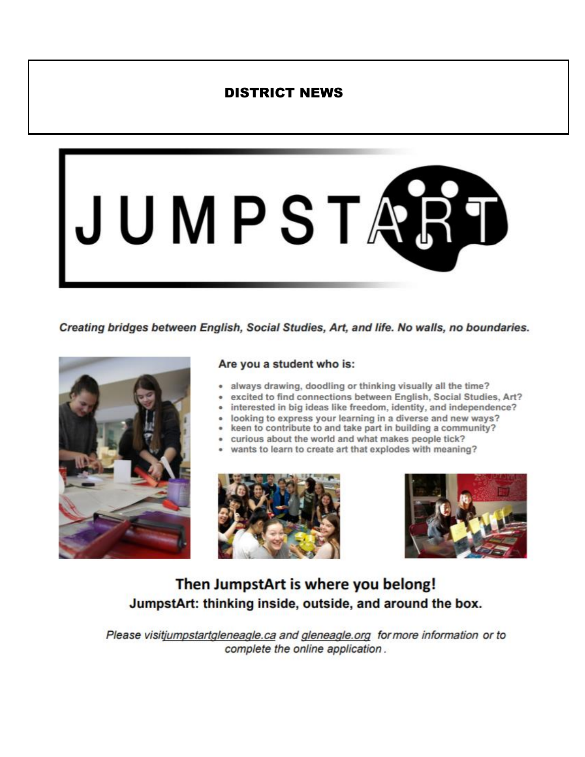# DISTRICT NEWS

# JUMPSTART

***Creating bridges between English, Social Studies, Art, and life. No walls, no boundaries.***

**Are you a student who is:**

- always drawing, doodling or thinking visually all the time?
- excited to find connections between English, Social Studies, Art?
- interested in big ideas like freedom, identity, and independence?
- looking to express your learning in a diverse and new ways?
- keen to contribute to and take part in building a community?
- curious about the world and what makes people tick?
- wants to learn to create art that explodes with meaning?

## Then JumpstArt is where you belong!

**JumpstArt: thinking inside, outside, and around the box.**

*Please visitjumpstartgleneagle.ca and gleneagle.org for more information or to complete the online application.*